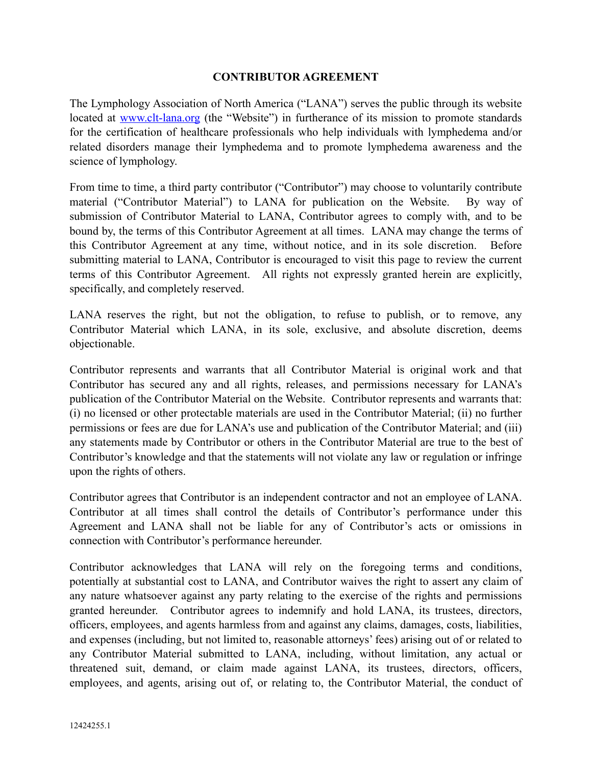# CONTRIBUTOR AGREEMENT

The Lymphology Association of North America ("LANA") serves the public through its website located at [www.clt-lana.org](www.clt-lana.org) (the "Website") in furtherance of its mission to promote standards for the certification of healthcare professionals who help individuals with lymphedema and/or related disorders manage their lymphedema and to promote lymphedema awareness and the science of lymphology.

From time to time, a third party contributor ("Contributor") may choose to voluntarily contribute material ("Contributor Material") to LANA for publication on the Website. By way of submission of Contributor Material to LANA, Contributor agrees to comply with, and to be bound by, the terms of this Contributor Agreement at all times. LANA may change the terms of this Contributor Agreement at any time, without notice, and in its sole discretion. Before submitting material to LANA, Contributor is encouraged to visit this page to review the current terms of this Contributor Agreement. All rights not expressly granted herein are explicitly, specifically, and completely reserved.

LANA reserves the right, but not the obligation, to refuse to publish, or to remove, any Contributor Material which LANA, in its sole, exclusive, and absolute discretion, deems objectionable.

Contributor represents and warrants that all Contributor Material is original work and that Contributor has secured any and all rights, releases, and permissions necessary for LANA's publication of the Contributor Material on the Website. Contributor represents and warrants that: (i) no licensed or other protectable materials are used in the Contributor Material; (ii) no further permissions or fees are due for LANA's use and publication of the Contributor Material; and (iii) any statements made by Contributor or others in the Contributor Material are true to the best of Contributor's knowledge and that the statements will not violate any law or regulation or infringe upon the rights of others.

Contributor agrees that Contributor is an independent contractor and not an employee of LANA. Contributor at all times shall control the details of Contributor's performance under this Agreement and LANA shall not be liable for any of Contributor's acts or omissions in connection with Contributor's performance hereunder.

Contributor acknowledges that LANA will rely on the foregoing terms and conditions, potentially at substantial cost to LANA, and Contributor waives the right to assert any claim of any nature whatsoever against any party relating to the exercise of the rights and permissions granted hereunder. Contributor agrees to indemnify and hold LANA, its trustees, directors, officers, employees, and agents harmless from and against any claims, damages, costs, liabilities, and expenses (including, but not limited to, reasonable attorneys' fees) arising out of or related to any Contributor Material submitted to LANA, including, without limitation, any actual or threatened suit, demand, or claim made against LANA, its trustees, directors, officers, employees, and agents, arising out of, or relating to, the Contributor Material, the conduct of

12424255.1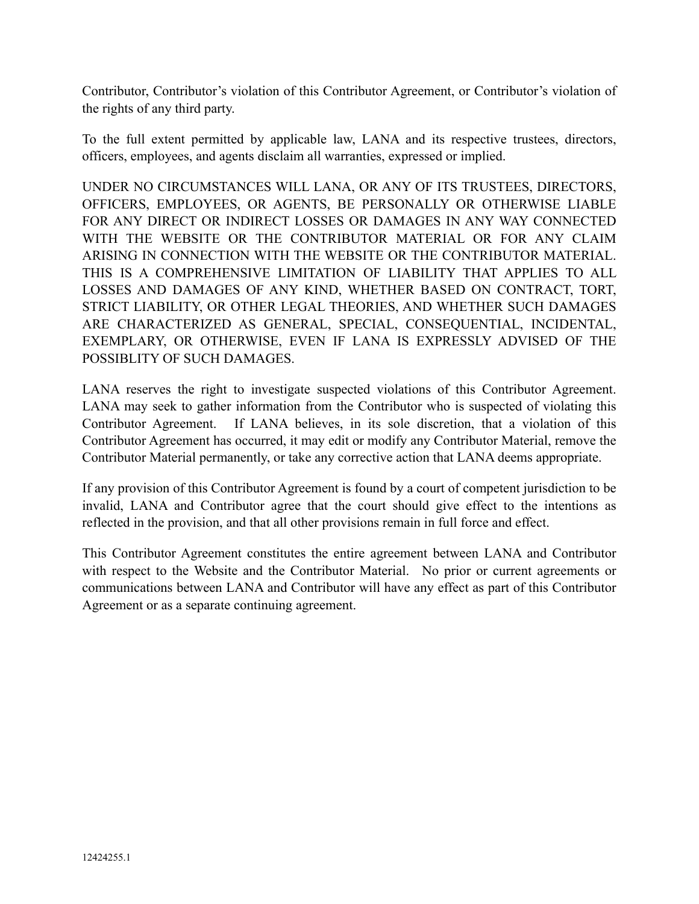Contributor, Contributor's violation of this Contributor Agreement, or Contributor's violation of the rights of any third party.

To the full extent permitted by applicable law, LANA and its respective trustees, directors, officers, employees, and agents disclaim all warranties, expressed or implied.

UNDER NO CIRCUMSTANCES WILL LANA, OR ANY OF ITS TRUSTEES, DIRECTORS, OFFICERS, EMPLOYEES, OR AGENTS, BE PERSONALLY OR OTHERWISE LIABLE FOR ANY DIRECT OR INDIRECT LOSSES OR DAMAGES IN ANY WAY CONNECTED WITH THE WEBSITE OR THE CONTRIBUTOR MATERIAL OR FOR ANY CLAIM ARISING IN CONNECTION WITH THE WEBSITE OR THE CONTRIBUTOR MATERIAL. THIS IS A COMPREHENSIVE LIMITATION OF LIABILITY THAT APPLIES TO ALL LOSSES AND DAMAGES OF ANY KIND, WHETHER BASED ON CONTRACT, TORT, STRICT LIABILITY, OR OTHER LEGAL THEORIES, AND WHETHER SUCH DAMAGES ARE CHARACTERIZED AS GENERAL, SPECIAL, CONSEQUENTIAL, INCIDENTAL, EXEMPLARY, OR OTHERWISE, EVEN IF LANA IS EXPRESSLY ADVISED OF THE POSSIBLITY OF SUCH DAMAGES.

LANA reserves the right to investigate suspected violations of this Contributor Agreement. LANA may seek to gather information from the Contributor who is suspected of violating this Contributor Agreement. If LANA believes, in its sole discretion, that a violation of this Contributor Agreement has occurred, it may edit or modify any Contributor Material, remove the Contributor Material permanently, or take any corrective action that LANA deems appropriate.

If any provision of this Contributor Agreement is found by a court of competent jurisdiction to be invalid, LANA and Contributor agree that the court should give effect to the intentions as reflected in the provision, and that all other provisions remain in full force and effect.

This Contributor Agreement constitutes the entire agreement between LANA and Contributor with respect to the Website and the Contributor Material. No prior or current agreements or communications between LANA and Contributor will have any effect as part of this Contributor Agreement or as a separate continuing agreement.

12424255.1